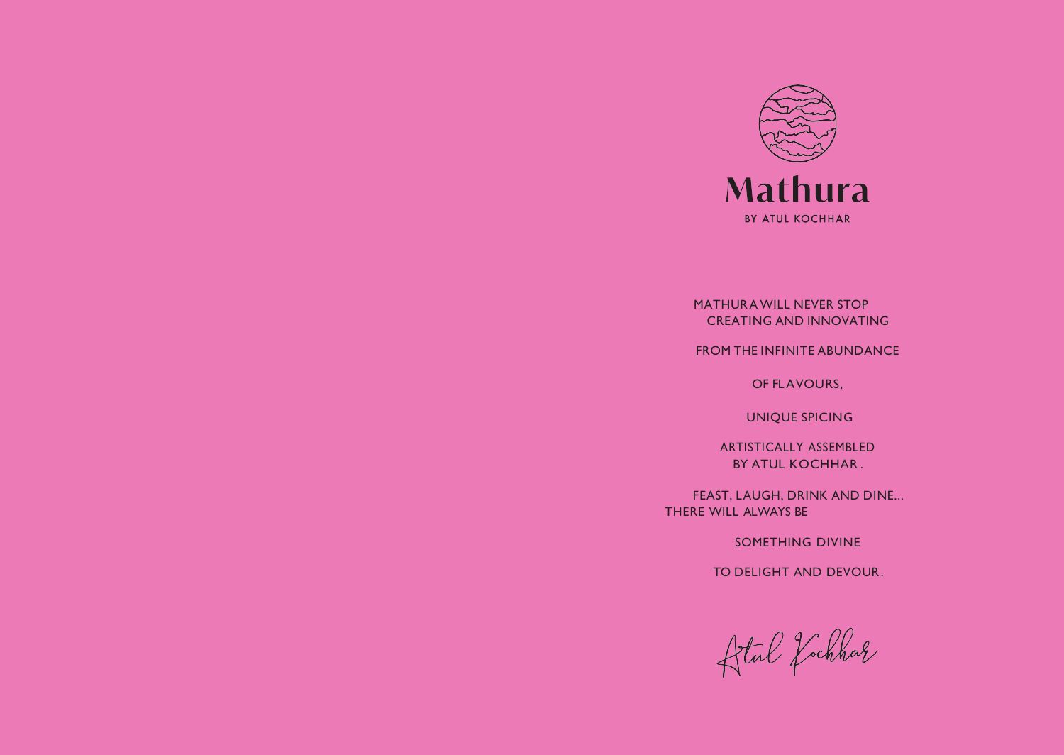# Mathura

BY ATUL KOCHHAR

MATHURA WILL NEVER STOP
CREATING AND INNOVATING

FROM THE INFINITE ABUNDANCE

OF FLAVOURS,

UNIQUE SPICING

ARTISTICALLY ASSEMBLED
BY ATUL KOCHHAR.

FEAST, LAUGH, DRINK AND DINE...
THERE WILL ALWAYS BE

SOMETHING DIVINE

TO DELIGHT AND DEVOUR.

*Atul Kochhar*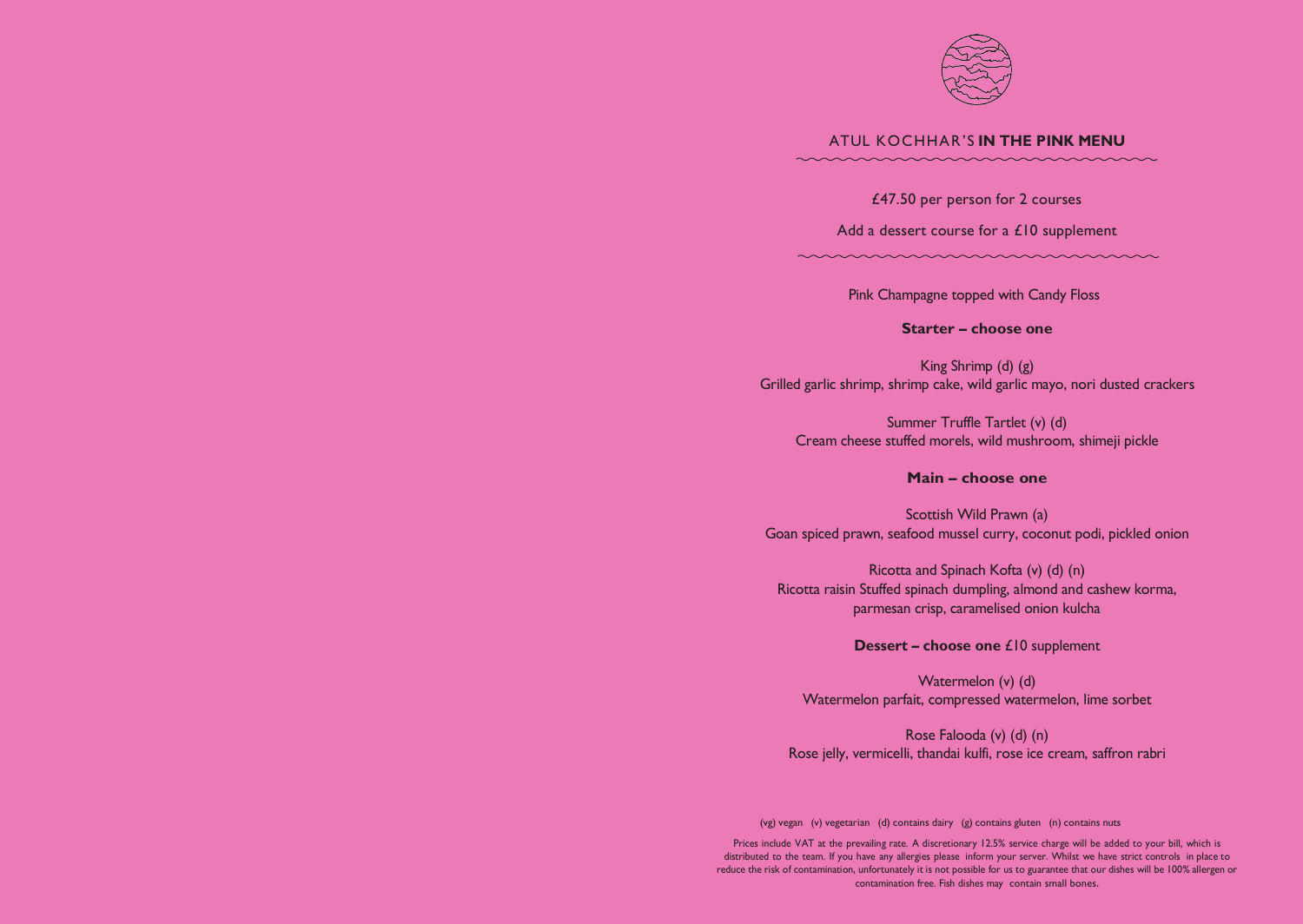# ATUL KOCHHAR'S **IN THE PINK MENU**

£47.50 per person for 2 courses

Add a dessert course for a £10 supplement

Pink Champagne topped with Candy Floss

**Starter – choose one**

King Shrimp (d) (g)
Grilled garlic shrimp, shrimp cake, wild garlic mayo, nori dusted crackers

Summer Truffle Tartlet (v) (d)
Cream cheese stuffed morels, wild mushroom, shimeji pickle

**Main – choose one**

Scottish Wild Prawn (a)
Goan spiced prawn, seafood mussel curry, coconut podi, pickled onion

Ricotta and Spinach Kofta (v) (d) (n)
Ricotta raisin Stuffed spinach dumpling, almond and cashew korma, parmesan crisp, caramelised onion kulcha

**Dessert – choose one** £10 supplement

Watermelon (v) (d)
Watermelon parfait, compressed watermelon, lime sorbet

Rose Falooda (v) (d) (n)
Rose jelly, vermicelli, thandai kulfi, rose ice cream, saffron rabri

(vg) vegan (v) vegetarian (d) contains dairy (g) contains gluten (n) contains nuts

Prices include VAT at the prevailing rate. A discretionary 12.5% service charge will be added to your bill, which is distributed to the team. If you have any allergies please inform your server. Whilst we have strict controls in place to reduce the risk of contamination, unfortunately it is not possible for us to guarantee that our dishes will be 100% allergen or contamination free. Fish dishes may contain small bones.